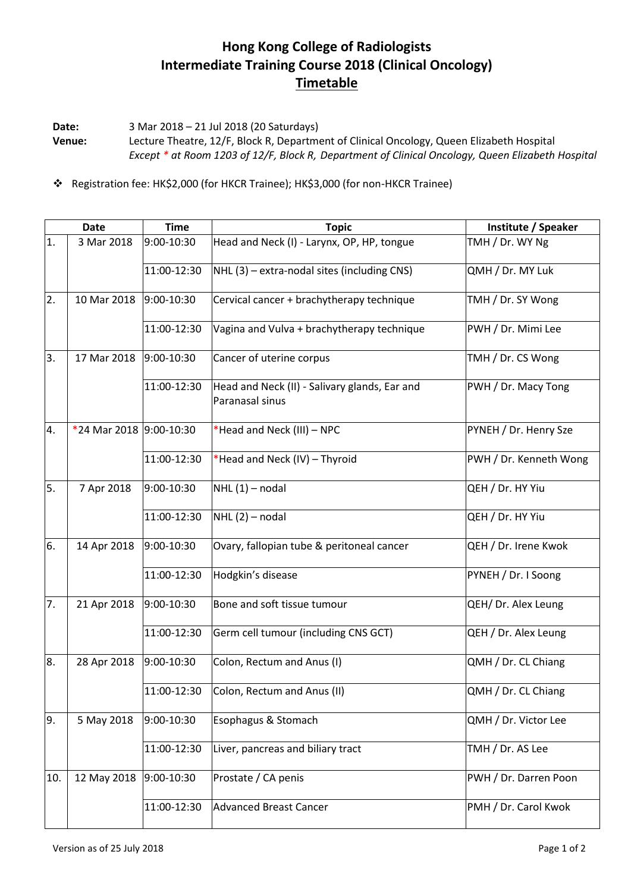# Hong Kong College of Radiologists
# Intermediate Training Course 2018 (Clinical Oncology)
## Timetable

**Date:** 3 Mar 2018 – 21 Jul 2018 (20 Saturdays)

**Venue:** Lecture Theatre, 12/F, Block R, Department of Clinical Oncology, Queen Elizabeth Hospital
*Except * at Room 1203 of 12/F, Block R, Department of Clinical Oncology, Queen Elizabeth Hospital*

- Registration fee: HK$2,000 (for HKCR Trainee); HK$3,000 (for non-HKCR Trainee)

| Date | | Time | Topic | Institute / Speaker |
|---|---|---|---|---|
| 1. | 3 Mar 2018 | 9:00-10:30 | Head and Neck (I) - Larynx, OP, HP, tongue | TMH / Dr. WY Ng |
| | | 11:00-12:30 | NHL (3) – extra-nodal sites (including CNS) | QMH / Dr. MY Luk |
| 2. | 10 Mar 2018 | 9:00-10:30 | Cervical cancer + brachytherapy technique | TMH / Dr. SY Wong |
| | | 11:00-12:30 | Vagina and Vulva + brachytherapy technique | PWH / Dr. Mimi Lee |
| 3. | 17 Mar 2018 | 9:00-10:30 | Cancer of uterine corpus | TMH / Dr. CS Wong |
| | | 11:00-12:30 | Head and Neck (II) - Salivary glands, Ear and Paranasal sinus | PWH / Dr. Macy Tong |
| 4. | *24 Mar 2018 | 9:00-10:30 | *Head and Neck (III) – NPC | PYNEH / Dr. Henry Sze |
| | | 11:00-12:30 | *Head and Neck (IV) – Thyroid | PWH / Dr. Kenneth Wong |
| 5. | 7 Apr 2018 | 9:00-10:30 | NHL (1) – nodal | QEH / Dr. HY Yiu |
| | | 11:00-12:30 | NHL (2) – nodal | QEH / Dr. HY Yiu |
| 6. | 14 Apr 2018 | 9:00-10:30 | Ovary, fallopian tube & peritoneal cancer | QEH / Dr. Irene Kwok |
| | | 11:00-12:30 | Hodgkin's disease | PYNEH / Dr. I Soong |
| 7. | 21 Apr 2018 | 9:00-10:30 | Bone and soft tissue tumour | QEH/ Dr. Alex Leung |
| | | 11:00-12:30 | Germ cell tumour (including CNS GCT) | QEH / Dr. Alex Leung |
| 8. | 28 Apr 2018 | 9:00-10:30 | Colon, Rectum and Anus (I) | QMH / Dr. CL Chiang |
| | | 11:00-12:30 | Colon, Rectum and Anus (II) | QMH / Dr. CL Chiang |
| 9. | 5 May 2018 | 9:00-10:30 | Esophagus & Stomach | QMH / Dr. Victor Lee |
| | | 11:00-12:30 | Liver, pancreas and biliary tract | TMH / Dr. AS Lee |
| 10. | 12 May 2018 | 9:00-10:30 | Prostate / CA penis | PWH / Dr. Darren Poon |
| | | 11:00-12:30 | Advanced Breast Cancer | PMH / Dr. Carol Kwok |

Version as of 25 July 2018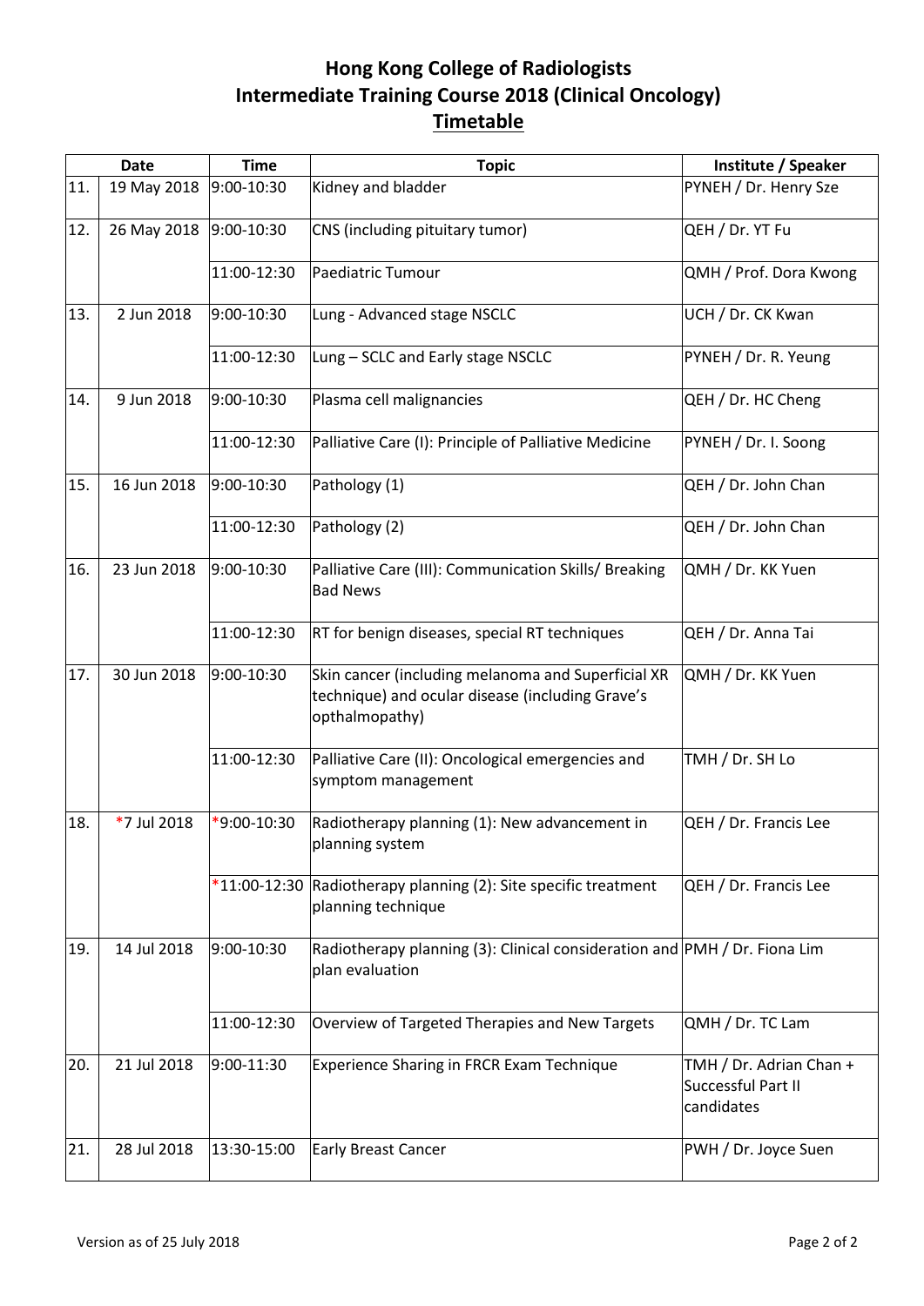# Hong Kong College of Radiologists
# Intermediate Training Course 2018 (Clinical Oncology)
## Timetable

| | Date | Time | Topic | Institute / Speaker |
|---|---|---|---|---|
| 11. | 19 May 2018 | 9:00-10:30 | Kidney and bladder | PYNEH / Dr. Henry Sze |
| 12. | 26 May 2018 | 9:00-10:30 | CNS (including pituitary tumor) | QEH / Dr. YT Fu |
| | | 11:00-12:30 | Paediatric Tumour | QMH / Prof. Dora Kwong |
| 13. | 2 Jun 2018 | 9:00-10:30 | Lung - Advanced stage NSCLC | UCH / Dr. CK Kwan |
| | | 11:00-12:30 | Lung – SCLC and Early stage NSCLC | PYNEH / Dr. R. Yeung |
| 14. | 9 Jun 2018 | 9:00-10:30 | Plasma cell malignancies | QEH / Dr. HC Cheng |
| | | 11:00-12:30 | Palliative Care (I): Principle of Palliative Medicine | PYNEH / Dr. I. Soong |
| 15. | 16 Jun 2018 | 9:00-10:30 | Pathology (1) | QEH / Dr. John Chan |
| | | 11:00-12:30 | Pathology (2) | QEH / Dr. John Chan |
| 16. | 23 Jun 2018 | 9:00-10:30 | Palliative Care (III): Communication Skills/ Breaking Bad News | QMH / Dr. KK Yuen |
| | | 11:00-12:30 | RT for benign diseases, special RT techniques | QEH / Dr. Anna Tai |
| 17. | 30 Jun 2018 | 9:00-10:30 | Skin cancer (including melanoma and Superficial XR technique) and ocular disease (including Grave's opthalmopathy) | QMH / Dr. KK Yuen |
| | | 11:00-12:30 | Palliative Care (II): Oncological emergencies and symptom management | TMH / Dr. SH Lo |
| 18. | *7 Jul 2018 | *9:00-10:30 | Radiotherapy planning (1): New advancement in planning system | QEH / Dr. Francis Lee |
| | | *11:00-12:30 | Radiotherapy planning (2): Site specific treatment planning technique | QEH / Dr. Francis Lee |
| 19. | 14 Jul 2018 | 9:00-10:30 | Radiotherapy planning (3): Clinical consideration and plan evaluation | PMH / Dr. Fiona Lim |
| | | 11:00-12:30 | Overview of Targeted Therapies and New Targets | QMH / Dr. TC Lam |
| 20. | 21 Jul 2018 | 9:00-11:30 | Experience Sharing in FRCR Exam Technique | TMH / Dr. Adrian Chan + Successful Part II candidates |
| 21. | 28 Jul 2018 | 13:30-15:00 | Early Breast Cancer | PWH / Dr. Joyce Suen |

Version as of 25 July 2018